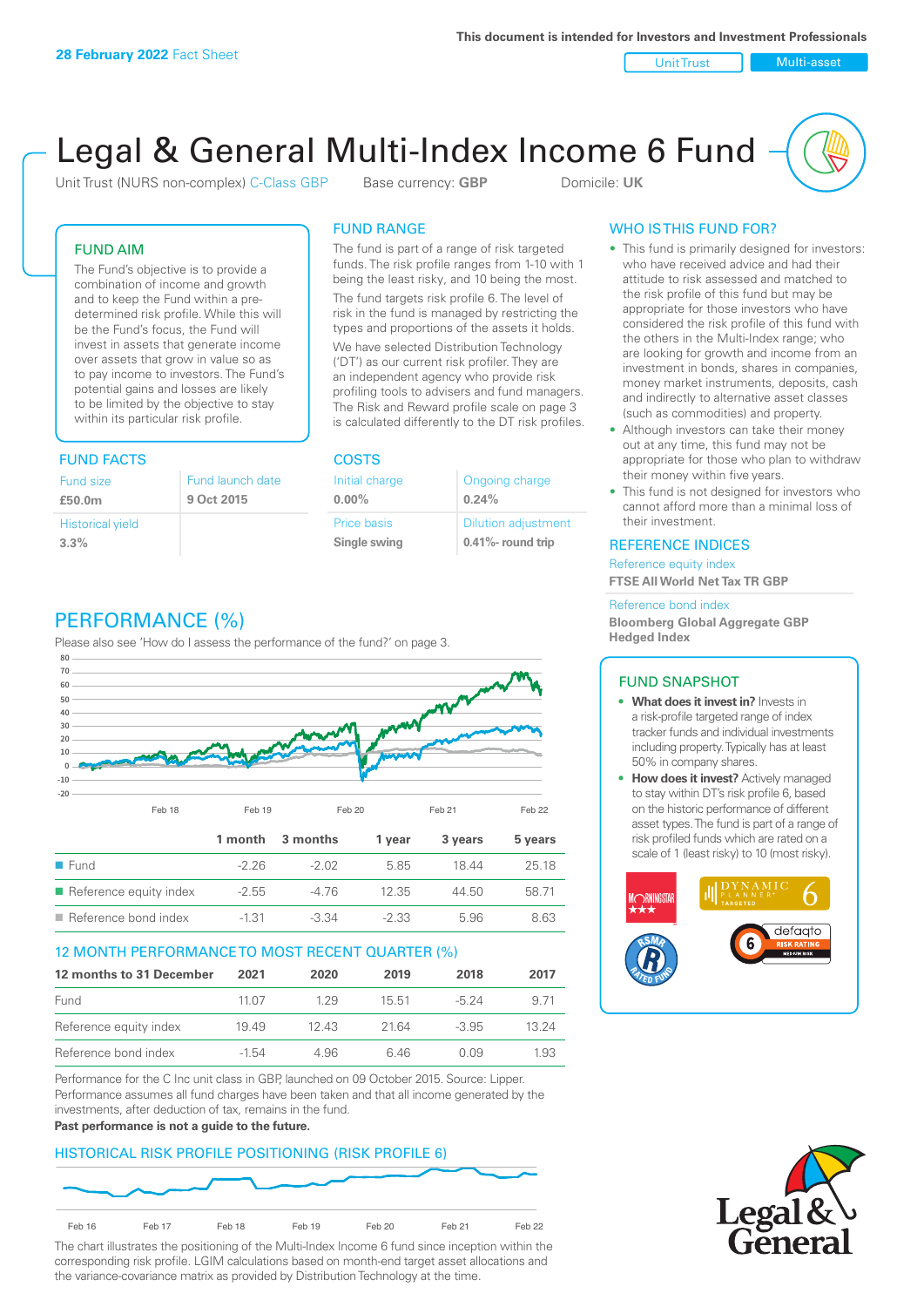**28 February 2022** Fact Sheet

This document is intended for Investors and Investment Professionals

Unit Trust | Multi-asset

# Legal & General Multi-Index Income 6 Fund

Unit Trust (NURS non-complex) C-Class GBP    Base currency: **GBP**    Domicile: **UK**

## FUND AIM

The Fund's objective is to provide a combination of income and growth and to keep the Fund within a pre-determined risk profile. While this will be the Fund's focus, the Fund will invest in assets that generate income over assets that grow in value so as to pay income to investors. The Fund's potential gains and losses are likely to be limited by the objective to stay within its particular risk profile.

## FUND RANGE

The fund is part of a range of risk targeted funds. The risk profile ranges from 1-10 with 1 being the least risky, and 10 being the most.

The fund targets risk profile 6. The level of risk in the fund is managed by restricting the types and proportions of the assets it holds.

We have selected Distribution Technology ('DT') as our current risk profiler. They are an independent agency who provide risk profiling tools to advisers and fund managers. The Risk and Reward profile scale on page 3 is calculated differently to the DT risk profiles.

## WHO IS THIS FUND FOR?

- This fund is primarily designed for investors: who have received advice and had their attitude to risk assessed and matched to the risk profile of this fund but may be appropriate for those investors who have considered the risk profile of this fund with the others in the Multi-Index range; who are looking for growth and income from an investment in bonds, shares in companies, money market instruments, deposits, cash and indirectly to alternative asset classes (such as commodities) and property.
- Although investors can take their money out at any time, this fund may not be appropriate for those who plan to withdraw their money within five years.
- This fund is not designed for investors who cannot afford more than a minimal loss of their investment.

## FUND FACTS

| Fund size | Fund launch date |
|---|---|
| **£50.0m** | **9 Oct 2015** |
| Historical yield | |
| **3.3%** | |

## COSTS

| Initial charge | Ongoing charge |
|---|---|
| **0.00%** | **0.24%** |
| Price basis | Dilution adjustment |
| **Single swing** | **0.41%- round trip** |

## REFERENCE INDICES

Reference equity index
**FTSE All World Net Tax TR GBP**

Reference bond index
**Bloomberg Global Aggregate GBP Hedged Index**

## PERFORMANCE (%)

Please also see 'How do I assess the performance of the fund?' on page 3.

| | 1 month | 3 months | 1 year | 3 years | 5 years |
|---|---|---|---|---|---|
| Fund | -2.26 | -2.02 | 5.85 | 18.44 | 25.18 |
| Reference equity index | -2.55 | -4.76 | 12.35 | 44.50 | 58.71 |
| Reference bond index | -1.31 | -3.34 | -2.33 | 5.96 | 8.63 |

## 12 MONTH PERFORMANCE TO MOST RECENT QUARTER (%)

| 12 months to 31 December | 2021 | 2020 | 2019 | 2018 | 2017 |
|---|---|---|---|---|---|
| Fund | 11.07 | 1.29 | 15.51 | -5.24 | 9.71 |
| Reference equity index | 19.49 | 12.43 | 21.64 | -3.95 | 13.24 |
| Reference bond index | -1.54 | 4.96 | 6.46 | 0.09 | 1.93 |

Performance for the C Inc unit class in GBP, launched on 09 October 2015. Source: Lipper. Performance assumes all fund charges have been taken and that all income generated by the investments, after deduction of tax, remains in the fund.
**Past performance is not a guide to the future.**

## FUND SNAPSHOT

- **What does it invest in?** Invests in a risk-profile targeted range of index tracker funds and individual investments including property. Typically has at least 50% in company shares.
- **How does it invest?** Actively managed to stay within DT's risk profile 6, based on the historic performance of different asset types. The fund is part of a range of risk profiled funds which are rated on a scale of 1 (least risky) to 10 (most risky).

## HISTORICAL RISK PROFILE POSITIONING (RISK PROFILE 6)

The chart illustrates the positioning of the Multi-Index Income 6 fund since inception within the corresponding risk profile. LGIM calculations based on month-end target asset allocations and the variance-covariance matrix as provided by Distribution Technology at the time.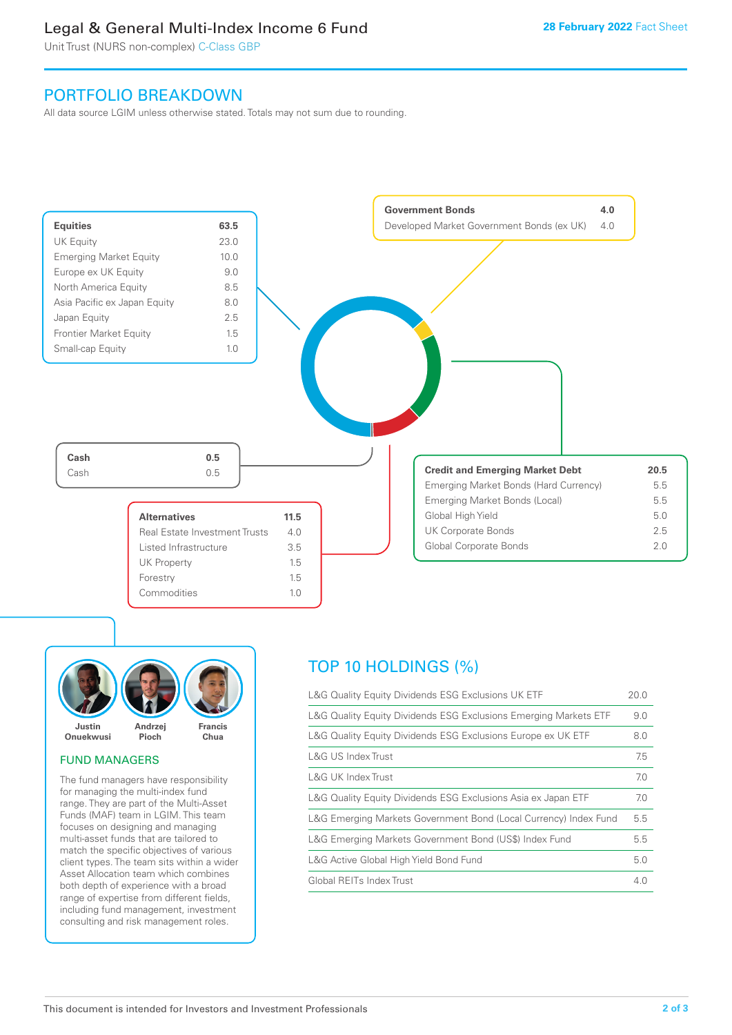# Legal & General Multi-Index Income 6 Fund

Unit Trust (NURS non-complex) C-Class GBP

**28 February 2022** Fact Sheet

## PORTFOLIO BREAKDOWN

All data source LGIM unless otherwise stated. Totals may not sum due to rounding.

| **Equities** | **63.5** |
|---|---|
| UK Equity | 23.0 |
| Emerging Market Equity | 10.0 |
| Europe ex UK Equity | 9.0 |
| North America Equity | 8.5 |
| Asia Pacific ex Japan Equity | 8.0 |
| Japan Equity | 2.5 |
| Frontier Market Equity | 1.5 |
| Small-cap Equity | 1.0 |

| **Government Bonds** | **4.0** |
|---|---|
| Developed Market Government Bonds (ex UK) | 4.0 |

| **Credit and Emerging Market Debt** | **20.5** |
|---|---|
| Emerging Market Bonds (Hard Currency) | 5.5 |
| Emerging Market Bonds (Local) | 5.5 |
| Global High Yield | 5.0 |
| UK Corporate Bonds | 2.5 |
| Global Corporate Bonds | 2.0 |

| **Alternatives** | **11.5** |
|---|---|
| Real Estate Investment Trusts | 4.0 |
| Listed Infrastructure | 3.5 |
| UK Property | 1.5 |
| Forestry | 1.5 |
| Commodities | 1.0 |

| **Cash** | **0.5** |
|---|---|
| Cash | 0.5 |

Justin Onuekwusi, Andrzej Pioch, Francis Chua

### FUND MANAGERS

The fund managers have responsibility for managing the multi-index fund range. They are part of the Multi-Asset Funds (MAF) team in LGIM. This team focuses on designing and managing multi-asset funds that are tailored to match the specific objectives of various client types. The team sits within a wider Asset Allocation team which combines both depth of experience with a broad range of expertise from different fields, including fund management, investment consulting and risk management roles.

## TOP 10 HOLDINGS (%)

| Holding | % |
|---|---|
| L&G Quality Equity Dividends ESG Exclusions UK ETF | 20.0 |
| L&G Quality Equity Dividends ESG Exclusions Emerging Markets ETF | 9.0 |
| L&G Quality Equity Dividends ESG Exclusions Europe ex UK ETF | 8.0 |
| L&G US Index Trust | 7.5 |
| L&G UK Index Trust | 7.0 |
| L&G Quality Equity Dividends ESG Exclusions Asia ex Japan ETF | 7.0 |
| L&G Emerging Markets Government Bond (Local Currency) Index Fund | 5.5 |
| L&G Emerging Markets Government Bond (US$) Index Fund | 5.5 |
| L&G Active Global High Yield Bond Fund | 5.0 |
| Global REITs Index Trust | 4.0 |

This document is intended for Investors and Investment Professionals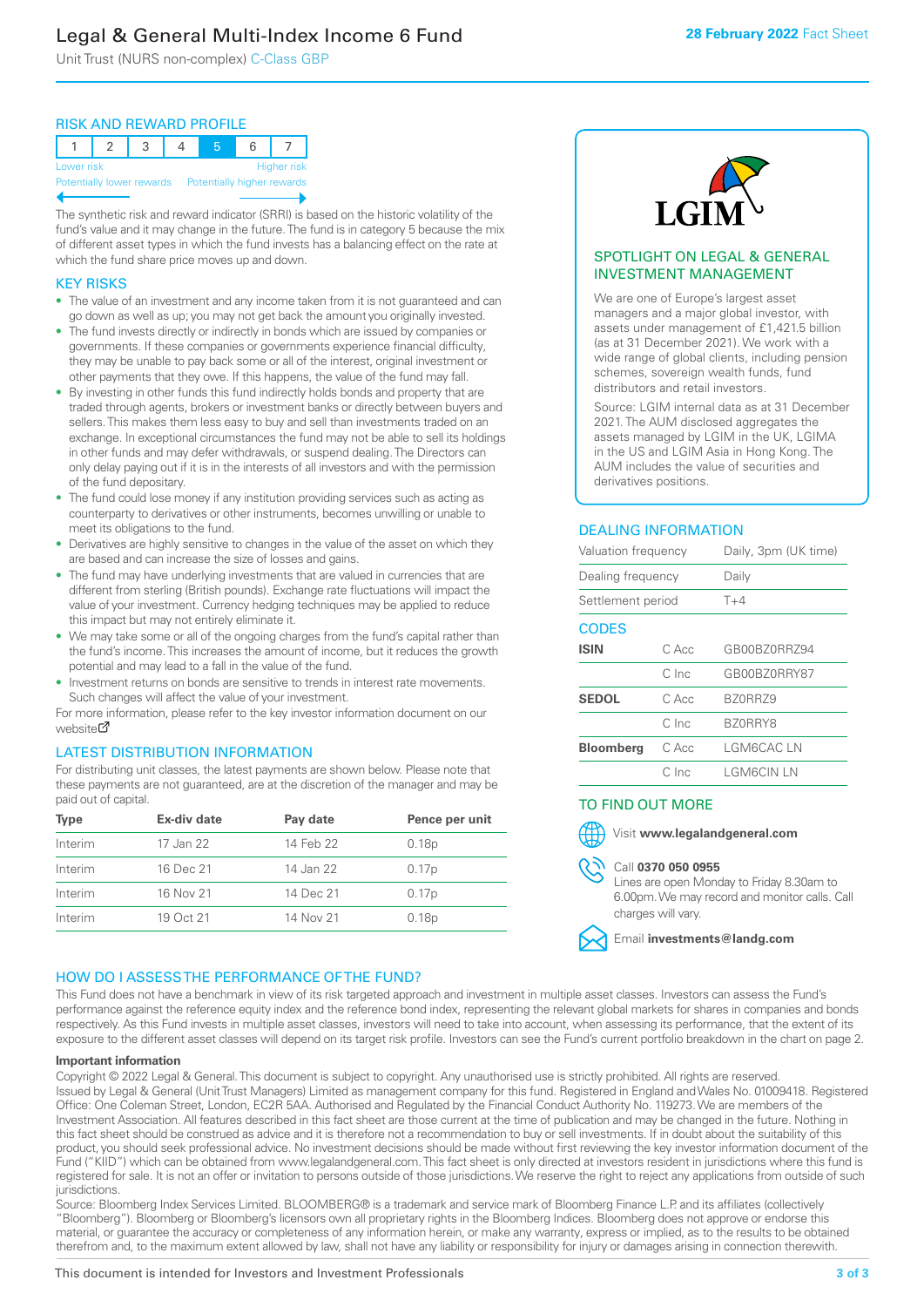# Legal & General Multi-Index Income 6 Fund

Unit Trust (NURS non-complex) C-Class GBP

28 February 2022 Fact Sheet

## RISK AND REWARD PROFILE

| 1 | 2 | 3 | 4 | 5 | 6 | 7 |
|---|---|---|---|---|---|---|

Lower risk — Higher risk

Potentially lower rewards — Potentially higher rewards

The synthetic risk and reward indicator (SRRI) is based on the historic volatility of the fund's value and it may change in the future. The fund is in category 5 because the mix of different asset types in which the fund invests has a balancing effect on the rate at which the fund share price moves up and down.

## KEY RISKS

- The value of an investment and any income taken from it is not guaranteed and can go down as well as up; you may not get back the amount you originally invested.
- The fund invests directly or indirectly in bonds which are issued by companies or governments. If these companies or governments experience financial difficulty, they may be unable to pay back some or all of the interest, original investment or other payments that they owe. If this happens, the value of the fund may fall.
- By investing in other funds this fund indirectly holds bonds and property that are traded through agents, brokers or investment banks or directly between buyers and sellers. This makes them less easy to buy and sell than investments traded on an exchange. In exceptional circumstances the fund may not be able to sell its holdings in other funds and may defer withdrawals, or suspend dealing. The Directors can only delay paying out if it is in the interests of all investors and with the permission of the fund depositary.
- The fund could lose money if any institution providing services such as acting as counterparty to derivatives or other instruments, becomes unwilling or unable to meet its obligations to the fund.
- Derivatives are highly sensitive to changes in the value of the asset on which they are based and can increase the size of losses and gains.
- The fund may have underlying investments that are valued in currencies that are different from sterling (British pounds). Exchange rate fluctuations will impact the value of your investment. Currency hedging techniques may be applied to reduce this impact but may not entirely eliminate it.
- We may take some or all of the ongoing charges from the fund's capital rather than the fund's income. This increases the amount of income, but it reduces the growth potential and may lead to a fall in the value of the fund.
- Investment returns on bonds are sensitive to trends in interest rate movements. Such changes will affect the value of your investment.

For more information, please refer to the key investor information document on our website

## LATEST DISTRIBUTION INFORMATION

For distributing unit classes, the latest payments are shown below. Please note that these payments are not guaranteed, are at the discretion of the manager and may be paid out of capital.

| Type | Ex-div date | Pay date | Pence per unit |
|---|---|---|---|
| Interim | 17 Jan 22 | 14 Feb 22 | 0.18p |
| Interim | 16 Dec 21 | 14 Jan 22 | 0.17p |
| Interim | 16 Nov 21 | 14 Dec 21 | 0.17p |
| Interim | 19 Oct 21 | 14 Nov 21 | 0.18p |

## SPOTLIGHT ON LEGAL & GENERAL INVESTMENT MANAGEMENT

We are one of Europe's largest asset managers and a major global investor, with assets under management of £1,421.5 billion (as at 31 December 2021). We work with a wide range of global clients, including pension schemes, sovereign wealth funds, fund distributors and retail investors.

Source: LGIM internal data as at 31 December 2021. The AUM disclosed aggregates the assets managed by LGIM in the UK, LGIMA in the US and LGIM Asia in Hong Kong. The AUM includes the value of securities and derivatives positions.

## DEALING INFORMATION

| | |
|---|---|
| Valuation frequency | Daily, 3pm (UK time) |
| Dealing frequency | Daily |
| Settlement period | T+4 |

## CODES

| | | |
|---|---|---|
| **ISIN** | C Acc | GB00BZ0RRZ94 |
| | C Inc | GB00BZ0RRY87 |
| **SEDOL** | C Acc | BZ0RRZ9 |
| | C Inc | BZ0RRY8 |
| **Bloomberg** | C Acc | LGM6CAC LN |
| | C Inc | LGM6CIN LN |

## TO FIND OUT MORE

Visit **www.legalandgeneral.com**

Call **0370 050 0955**
Lines are open Monday to Friday 8.30am to 6.00pm. We may record and monitor calls. Call charges will vary.

Email **investments@landg.com**

## HOW DO I ASSESS THE PERFORMANCE OF THE FUND?

This Fund does not have a benchmark in view of its risk targeted approach and investment in multiple asset classes. Investors can assess the Fund's performance against the reference equity index and the reference bond index, representing the relevant global markets for shares in companies and bonds respectively. As this Fund invests in multiple asset classes, investors will need to take into account, when assessing its performance, that the extent of its exposure to the different asset classes will depend on its target risk profile. Investors can see the Fund's current portfolio breakdown in the chart on page 2.

**Important information**

Copyright © 2022 Legal & General. This document is subject to copyright. Any unauthorised use is strictly prohibited. All rights are reserved.
Issued by Legal & General (Unit Trust Managers) Limited as management company for this fund. Registered in England and Wales No. 01009418. Registered Office: One Coleman Street, London, EC2R 5AA. Authorised and Regulated by the Financial Conduct Authority No. 119273. We are members of the Investment Association. All features described in this fact sheet are those current at the time of publication and may be changed in the future. Nothing in this fact sheet should be construed as advice and it is therefore not a recommendation to buy or sell investments. If in doubt about the suitability of this product, you should seek professional advice. No investment decisions should be made without first reviewing the key investor information document of the Fund ("KIID") which can be obtained from www.legalandgeneral.com. This fact sheet is only directed at investors resident in jurisdictions where this fund is registered for sale. It is not an offer or invitation to persons outside of those jurisdictions. We reserve the right to reject any applications from outside of such jurisdictions.

Source: Bloomberg Index Services Limited. BLOOMBERG® is a trademark and service mark of Bloomberg Finance L.P. and its affiliates (collectively "Bloomberg"). Bloomberg or Bloomberg's licensors own all proprietary rights in the Bloomberg Indices. Bloomberg does not approve or endorse this material, or guarantee the accuracy or completeness of any information herein, or make any warranty, express or implied, as to the results to be obtained therefrom and, to the maximum extent allowed by law, shall not have any liability or responsibility for injury or damages arising in connection therewith.

This document is intended for Investors and Investment Professionals